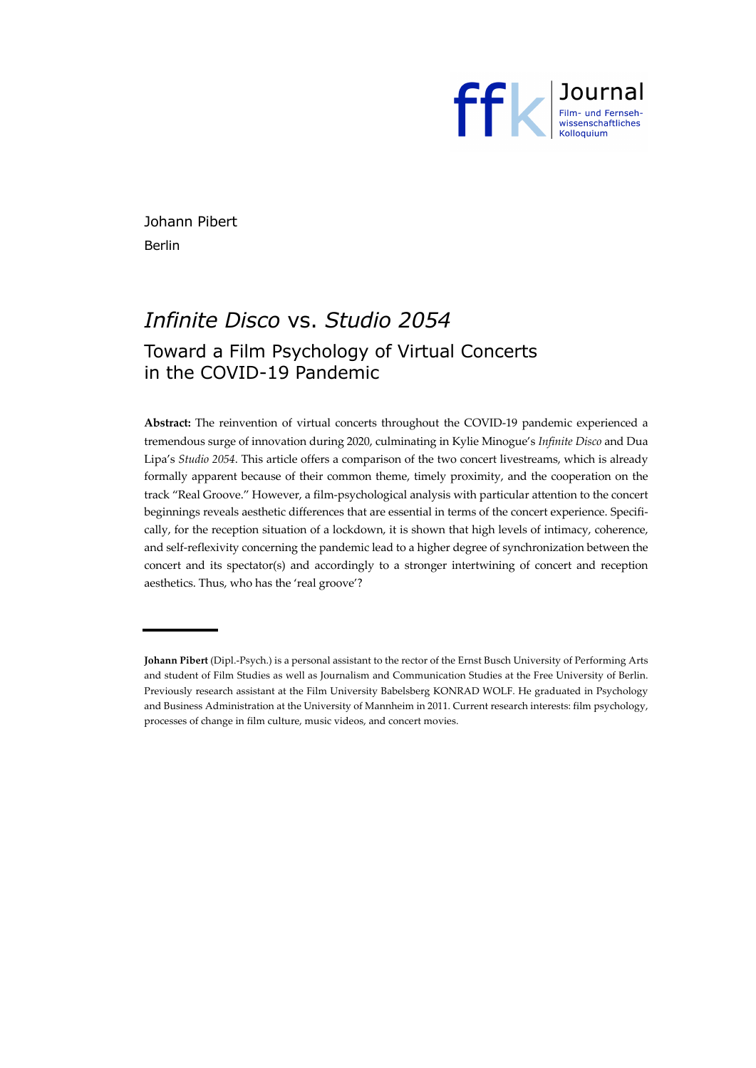Johann Pibert

Berlin

# *Infinite Disco* vs. *Studio 2054*

## Toward a Film Psychology of Virtual Concerts in the COVID-19 Pandemic

**Abstract:** The reinvention of virtual concerts throughout the COVID-19 pandemic experienced a tremendous surge of innovation during 2020, culminating in Kylie Minogue's *Infinite Disco* and Dua Lipa's *Studio 2054*. This article offers a comparison of the two concert livestreams, which is already formally apparent because of their common theme, timely proximity, and the cooperation on the track "Real Groove." However, a film-psychological analysis with particular attention to the concert beginnings reveals aesthetic differences that are essential in terms of the concert experience. Specifically, for the reception situation of a lockdown, it is shown that high levels of intimacy, coherence, and self-reflexivity concerning the pandemic lead to a higher degree of synchronization between the concert and its spectator(s) and accordingly to a stronger intertwining of concert and reception aesthetics. Thus, who has the 'real groove'?

---

**Johann Pibert** (Dipl.-Psych.) is a personal assistant to the rector of the Ernst Busch University of Performing Arts and student of Film Studies as well as Journalism and Communication Studies at the Free University of Berlin. Previously research assistant at the Film University Babelsberg KONRAD WOLF. He graduated in Psychology and Business Administration at the University of Mannheim in 2011. Current research interests: film psychology, processes of change in film culture, music videos, and concert movies.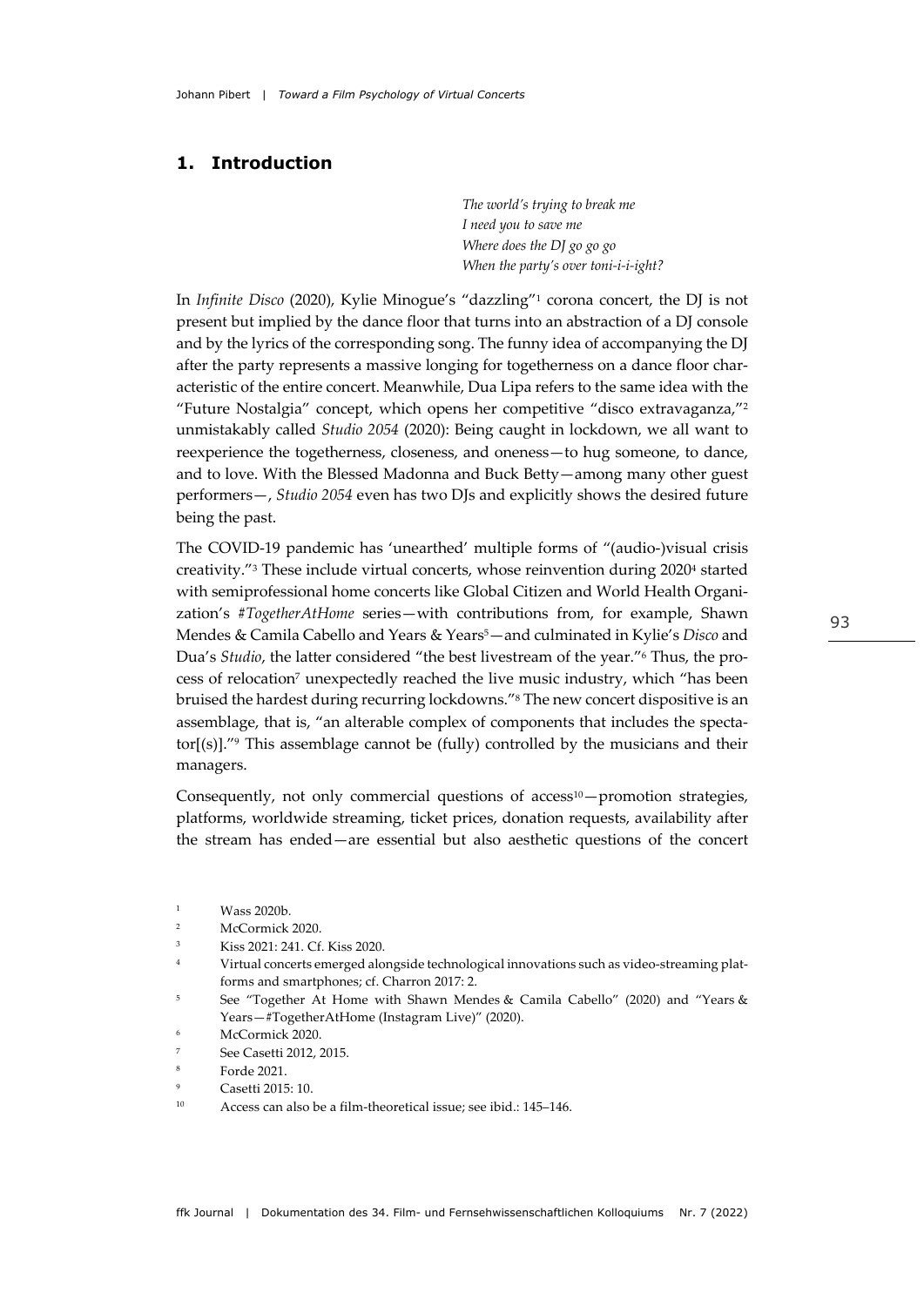## 1. Introduction

> *The world's trying to break me*
> *I need you to save me*
> *Where does the DJ go go go*
> *When the party's over toni-i-i-ight?*

In *Infinite Disco* (2020), Kylie Minogue's "dazzling"[1] corona concert, the DJ is not present but implied by the dance floor that turns into an abstraction of a DJ console and by the lyrics of the corresponding song. The funny idea of accompanying the DJ after the party represents a massive longing for togetherness on a dance floor characteristic of the entire concert. Meanwhile, Dua Lipa refers to the same idea with the "Future Nostalgia" concept, which opens her competitive "disco extravaganza,"[2] unmistakably called *Studio 2054* (2020): Being caught in lockdown, we all want to reexperience the togetherness, closeness, and oneness—to hug someone, to dance, and to love. With the Blessed Madonna and Buck Betty—among many other guest performers—, *Studio 2054* even has two DJs and explicitly shows the desired future being the past.

The COVID-19 pandemic has 'unearthed' multiple forms of "(audio-)visual crisis creativity."[3] These include virtual concerts, whose reinvention during 2020[4] started with semiprofessional home concerts like Global Citizen and World Health Organization's *#TogetherAtHome* series—with contributions from, for example, Shawn Mendes & Camila Cabello and Years & Years[5]—and culminated in Kylie's *Disco* and Dua's *Studio*, the latter considered "the best livestream of the year."[6] Thus, the process of relocation[7] unexpectedly reached the live music industry, which "has been bruised the hardest during recurring lockdowns."[8] The new concert dispositive is an assemblage, that is, "an alterable complex of components that includes the spectator[(s)]."[9] This assemblage cannot be (fully) controlled by the musicians and their managers.

Consequently, not only commercial questions of access[10]—promotion strategies, platforms, worldwide streaming, ticket prices, donation requests, availability after the stream has ended—are essential but also aesthetic questions of the concert

---

1 Wass 2020b.

2 McCormick 2020.

3 Kiss 2021: 241. Cf. Kiss 2020.

4 Virtual concerts emerged alongside technological innovations such as video-streaming platforms and smartphones; cf. Charron 2017: 2.

5 See "Together At Home with Shawn Mendes & Camila Cabello" (2020) and "Years & Years—#TogetherAtHome (Instagram Live)" (2020).

6 McCormick 2020.

7 See Casetti 2012, 2015.

8 Forde 2021.

9 Casetti 2015: 10.

10 Access can also be a film-theoretical issue; see ibid.: 145–146.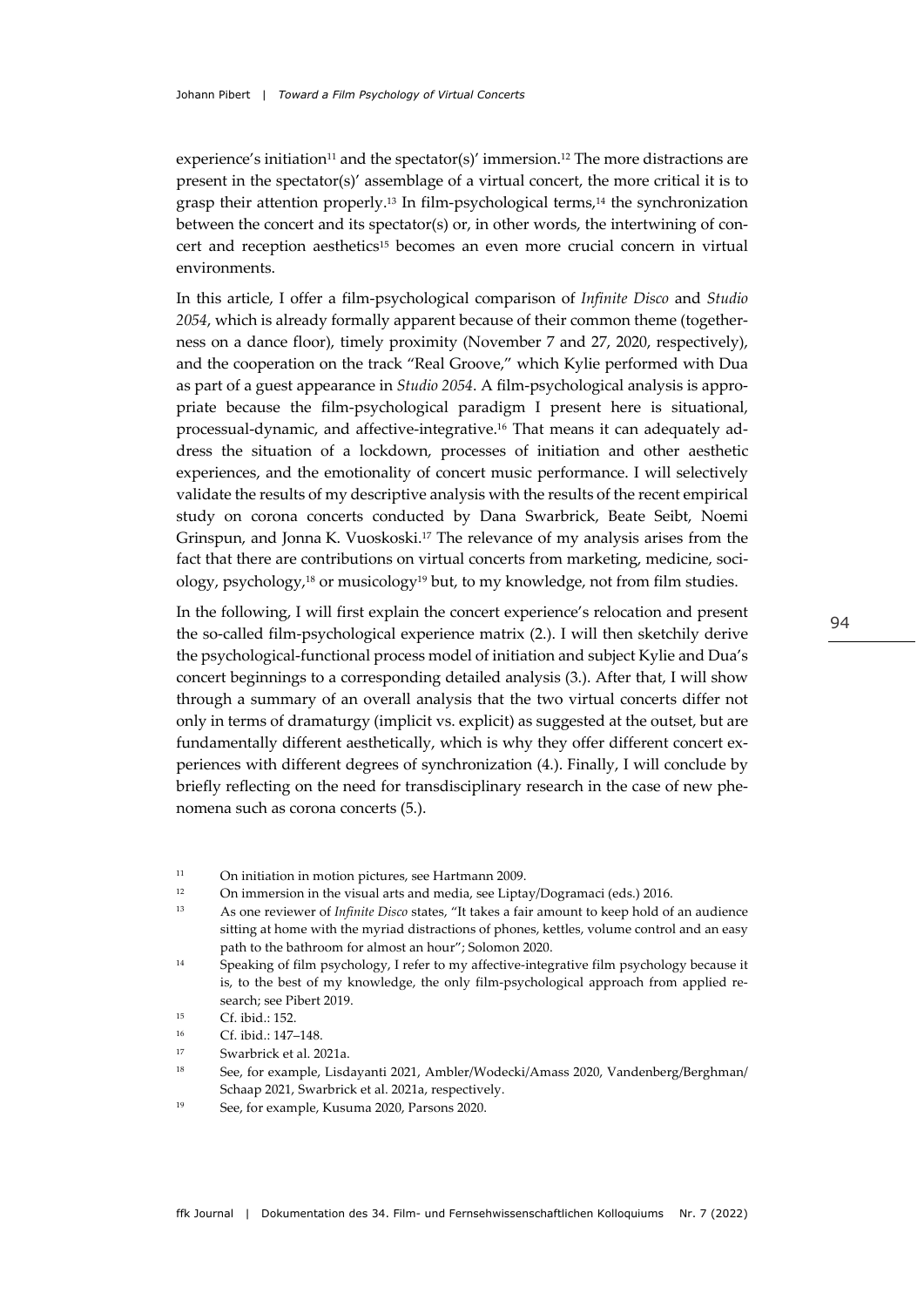experience's initiation[11] and the spectator(s)' immersion.[12] The more distractions are present in the spectator(s)' assemblage of a virtual concert, the more critical it is to grasp their attention properly.[13] In film-psychological terms,[14] the synchronization between the concert and its spectator(s) or, in other words, the intertwining of concert and reception aesthetics[15] becomes an even more crucial concern in virtual environments.

In this article, I offer a film-psychological comparison of *Infinite Disco* and *Studio 2054*, which is already formally apparent because of their common theme (togetherness on a dance floor), timely proximity (November 7 and 27, 2020, respectively), and the cooperation on the track "Real Groove," which Kylie performed with Dua as part of a guest appearance in *Studio 2054*. A film-psychological analysis is appropriate because the film-psychological paradigm I present here is situational, processual-dynamic, and affective-integrative.[16] That means it can adequately address the situation of a lockdown, processes of initiation and other aesthetic experiences, and the emotionality of concert music performance. I will selectively validate the results of my descriptive analysis with the results of the recent empirical study on corona concerts conducted by Dana Swarbrick, Beate Seibt, Noemi Grinspun, and Jonna K. Vuoskoski.[17] The relevance of my analysis arises from the fact that there are contributions on virtual concerts from marketing, medicine, sociology, psychology,[18] or musicology[19] but, to my knowledge, not from film studies.

In the following, I will first explain the concert experience's relocation and present the so-called film-psychological experience matrix (2.). I will then sketchily derive the psychological-functional process model of initiation and subject Kylie and Dua's concert beginnings to a corresponding detailed analysis (3.). After that, I will show through a summary of an overall analysis that the two virtual concerts differ not only in terms of dramaturgy (implicit vs. explicit) as suggested at the outset, but are fundamentally different aesthetically, which is why they offer different concert experiences with different degrees of synchronization (4.). Finally, I will conclude by briefly reflecting on the need for transdisciplinary research in the case of new phenomena such as corona concerts (5.).

---

[11] On initiation in motion pictures, see Hartmann 2009.

[12] On immersion in the visual arts and media, see Liptay/Dogramaci (eds.) 2016.

[13] As one reviewer of *Infinite Disco* states, "It takes a fair amount to keep hold of an audience sitting at home with the myriad distractions of phones, kettles, volume control and an easy path to the bathroom for almost an hour"; Solomon 2020.

[14] Speaking of film psychology, I refer to my affective-integrative film psychology because it is, to the best of my knowledge, the only film-psychological approach from applied research; see Pibert 2019.

[15] Cf. ibid.: 152.

[16] Cf. ibid.: 147–148.

[17] Swarbrick et al. 2021a.

[18] See, for example, Lisdayanti 2021, Ambler/Wodecki/Amass 2020, Vandenberg/Berghman/Schaap 2021, Swarbrick et al. 2021a, respectively.

[19] See, for example, Kusuma 2020, Parsons 2020.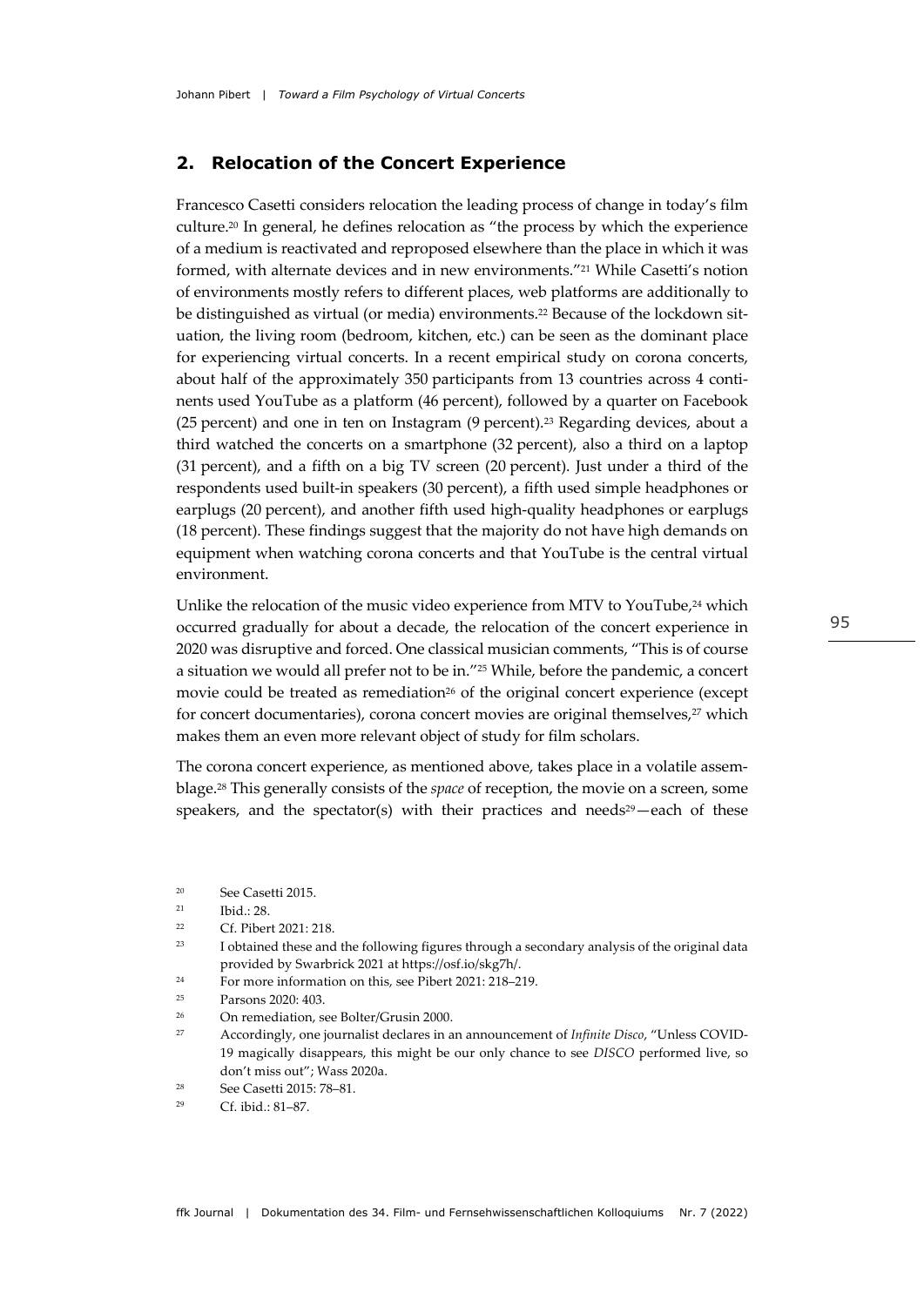## 2. Relocation of the Concert Experience

Francesco Casetti considers relocation the leading process of change in today's film culture.[20] In general, he defines relocation as "the process by which the experience of a medium is reactivated and reproposed elsewhere than the place in which it was formed, with alternate devices and in new environments."[21] While Casetti's notion of environments mostly refers to different places, web platforms are additionally to be distinguished as virtual (or media) environments.[22] Because of the lockdown situation, the living room (bedroom, kitchen, etc.) can be seen as the dominant place for experiencing virtual concerts. In a recent empirical study on corona concerts, about half of the approximately 350 participants from 13 countries across 4 continents used YouTube as a platform (46 percent), followed by a quarter on Facebook (25 percent) and one in ten on Instagram (9 percent).[23] Regarding devices, about a third watched the concerts on a smartphone (32 percent), also a third on a laptop (31 percent), and a fifth on a big TV screen (20 percent). Just under a third of the respondents used built-in speakers (30 percent), a fifth used simple headphones or earplugs (20 percent), and another fifth used high-quality headphones or earplugs (18 percent). These findings suggest that the majority do not have high demands on equipment when watching corona concerts and that YouTube is the central virtual environment.

Unlike the relocation of the music video experience from MTV to YouTube,[24] which occurred gradually for about a decade, the relocation of the concert experience in 2020 was disruptive and forced. One classical musician comments, "This is of course a situation we would all prefer not to be in."[25] While, before the pandemic, a concert movie could be treated as remediation[26] of the original concert experience (except for concert documentaries), corona concert movies are original themselves,[27] which makes them an even more relevant object of study for film scholars.

The corona concert experience, as mentioned above, takes place in a volatile assemblage.[28] This generally consists of the *space* of reception, the movie on a screen, some speakers, and the spectator(s) with their practices and needs[29]—each of these

---

[20] See Casetti 2015.

[21] Ibid.: 28.

[22] Cf. Pibert 2021: 218.

[23] I obtained these and the following figures through a secondary analysis of the original data provided by Swarbrick 2021 at https://osf.io/skg7h/.

[24] For more information on this, see Pibert 2021: 218–219.

[25] Parsons 2020: 403.

[26] On remediation, see Bolter/Grusin 2000.

[27] Accordingly, one journalist declares in an announcement of *Infinite Disco*, "Unless COVID-19 magically disappears, this might be our only chance to see *DISCO* performed live, so don't miss out"; Wass 2020a.

[28] See Casetti 2015: 78–81.

[29] Cf. ibid.: 81–87.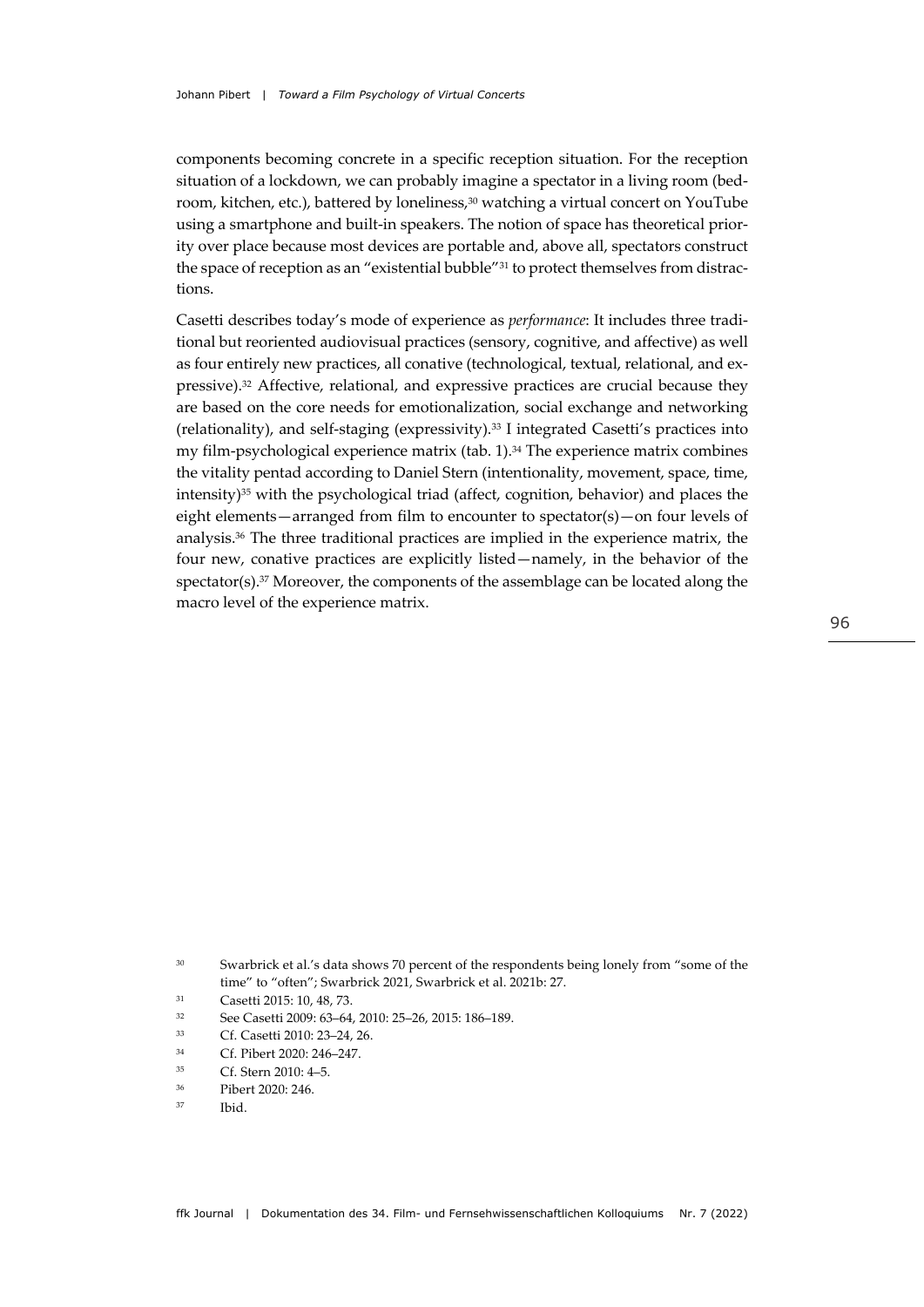components becoming concrete in a specific reception situation. For the reception situation of a lockdown, we can probably imagine a spectator in a living room (bedroom, kitchen, etc.), battered by loneliness,[30] watching a virtual concert on YouTube using a smartphone and built-in speakers. The notion of space has theoretical priority over place because most devices are portable and, above all, spectators construct the space of reception as an "existential bubble"[31] to protect themselves from distractions.

Casetti describes today's mode of experience as *performance*: It includes three traditional but reoriented audiovisual practices (sensory, cognitive, and affective) as well as four entirely new practices, all conative (technological, textual, relational, and expressive).[32] Affective, relational, and expressive practices are crucial because they are based on the core needs for emotionalization, social exchange and networking (relationality), and self-staging (expressivity).[33] I integrated Casetti's practices into my film-psychological experience matrix (tab. 1).[34] The experience matrix combines the vitality pentad according to Daniel Stern (intentionality, movement, space, time, intensity)[35] with the psychological triad (affect, cognition, behavior) and places the eight elements—arranged from film to encounter to spectator(s)—on four levels of analysis.[36] The three traditional practices are implied in the experience matrix, the four new, conative practices are explicitly listed—namely, in the behavior of the spectator(s).[37] Moreover, the components of the assemblage can be located along the macro level of the experience matrix.

---

30 Swarbrick et al.'s data shows 70 percent of the respondents being lonely from "some of the time" to "often"; Swarbrick 2021, Swarbrick et al. 2021b: 27.

31 Casetti 2015: 10, 48, 73.

32 See Casetti 2009: 63–64, 2010: 25–26, 2015: 186–189.

33 Cf. Casetti 2010: 23–24, 26.

34 Cf. Pibert 2020: 246–247.

35 Cf. Stern 2010: 4–5.

36 Pibert 2020: 246.

37 Ibid.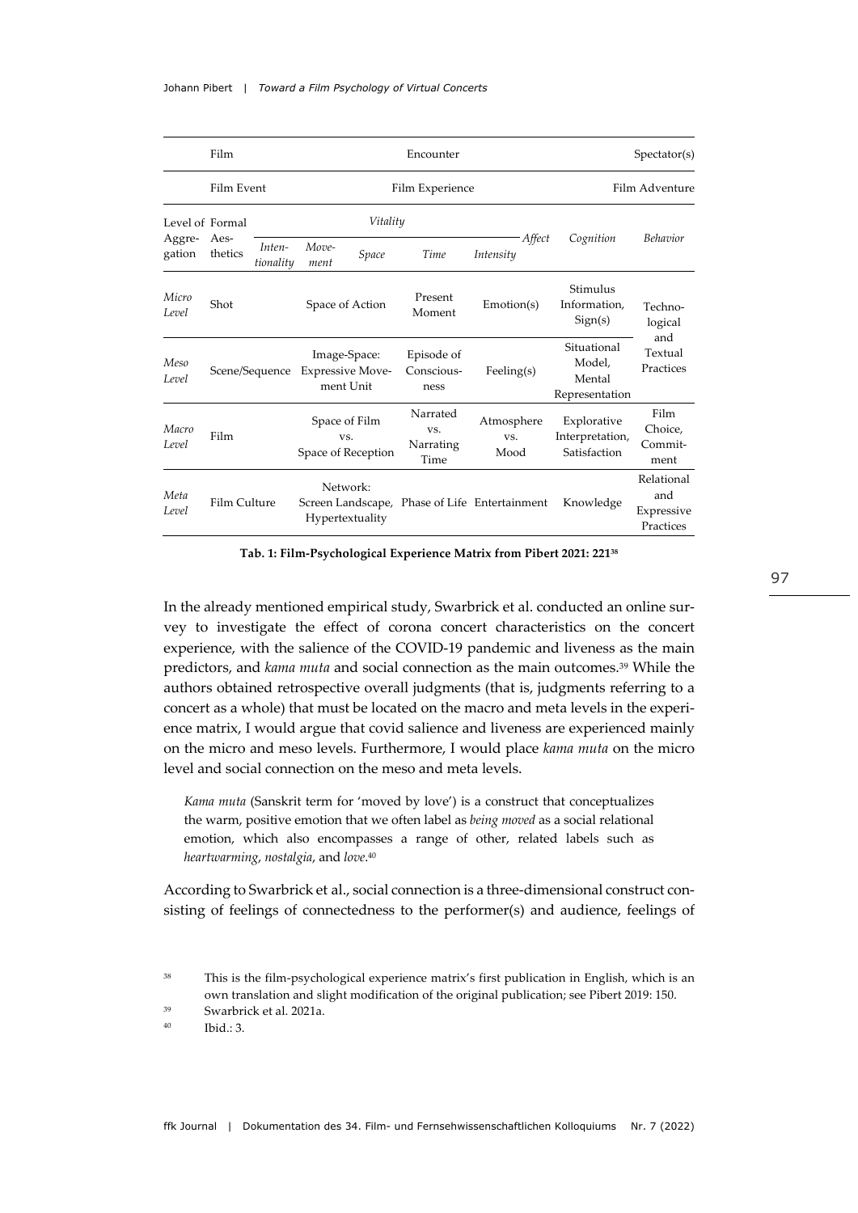| | Film | | | | Encounter | | | Spectator(s) |
|---|---|---|---|---|---|---|---|---|
| | Film Event | | | | Film Experience | | | Film Adventure |
| Level of Aggregation | Formal Aesthetics | *Vitality* | | | | *Affect* | *Cognition* | *Behavior* |
| | | *Intentionality* | *Movement* | *Space* | *Time* | *Intensity* | | |
| *Micro Level* | Shot | | Space of Action | | Present Moment | Emotion(s) | Stimulus Information, Sign(s) | Technological and Textual Practices |
| *Meso Level* | Scene/Sequence | | Image-Space: Expressive Movement Unit | | Episode of Consciousness | Feeling(s) | Situational Model, Mental Representation | |
| *Macro Level* | Film | | Space of Film vs. Space of Reception | | Narrated vs. Narrating Time | Atmosphere vs. Mood | Explorative Interpretation, Satisfaction | Film Choice, Commitment |
| *Meta Level* | Film Culture | | Network: Screen Landscape, Hypertextuality | | Phase of Life | Entertainment | Knowledge | Relational and Expressive Practices |

**Tab. 1: Film-Psychological Experience Matrix from Pibert 2021: 221[38]**

In the already mentioned empirical study, Swarbrick et al. conducted an online survey to investigate the effect of corona concert characteristics on the concert experience, with the salience of the COVID-19 pandemic and liveness as the main predictors, and *kama muta* and social connection as the main outcomes.[39] While the authors obtained retrospective overall judgments (that is, judgments referring to a concert as a whole) that must be located on the macro and meta levels in the experience matrix, I would argue that covid salience and liveness are experienced mainly on the micro and meso levels. Furthermore, I would place *kama muta* on the micro level and social connection on the meso and meta levels.

> *Kama muta* (Sanskrit term for 'moved by love') is a construct that conceptualizes the warm, positive emotion that we often label as *being moved* as a social relational emotion, which also encompasses a range of other, related labels such as *heartwarming*, *nostalgia*, and *love*.[40]

According to Swarbrick et al., social connection is a three-dimensional construct consisting of feelings of connectedness to the performer(s) and audience, feelings of

[38] This is the film-psychological experience matrix's first publication in English, which is an own translation and slight modification of the original publication; see Pibert 2019: 150.

[39] Swarbrick et al. 2021a.

[40] Ibid.: 3.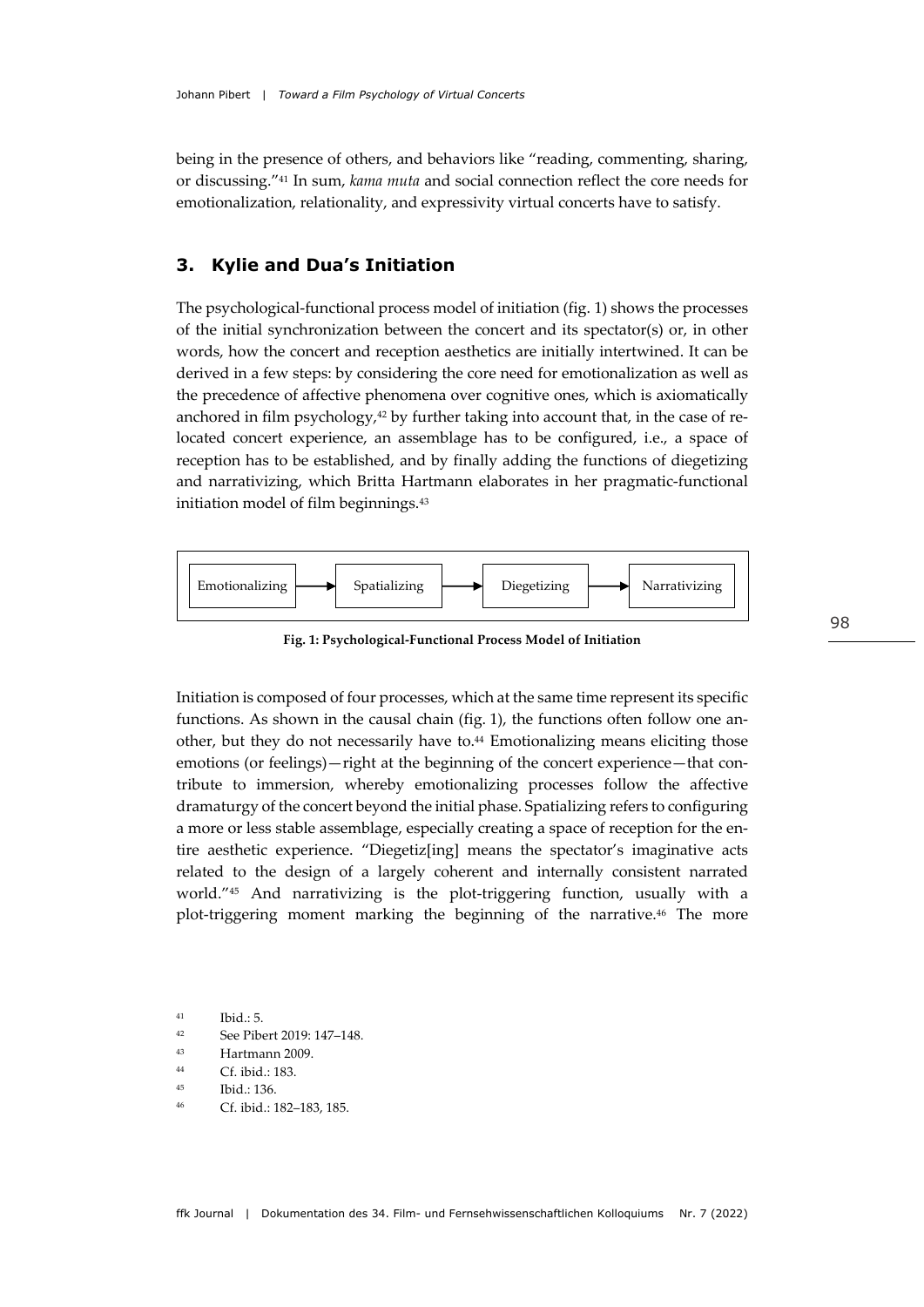being in the presence of others, and behaviors like "reading, commenting, sharing, or discussing."[41] In sum, *kama muta* and social connection reflect the core needs for emotionalization, relationality, and expressivity virtual concerts have to satisfy.

## 3. Kylie and Dua's Initiation

The psychological-functional process model of initiation (fig. 1) shows the processes of the initial synchronization between the concert and its spectator(s) or, in other words, how the concert and reception aesthetics are initially intertwined. It can be derived in a few steps: by considering the core need for emotionalization as well as the precedence of affective phenomena over cognitive ones, which is axiomatically anchored in film psychology,[42] by further taking into account that, in the case of relocated concert experience, an assemblage has to be configured, i.e., a space of reception has to be established, and by finally adding the functions of diegetizing and narrativizing, which Britta Hartmann elaborates in her pragmatic-functional initiation model of film beginnings.[43]

Emotionalizing → Spatializing → Diegetizing → Narrativizing

**Fig. 1: Psychological-Functional Process Model of Initiation**

Initiation is composed of four processes, which at the same time represent its specific functions. As shown in the causal chain (fig. 1), the functions often follow one another, but they do not necessarily have to.[44] Emotionalizing means eliciting those emotions (or feelings)—right at the beginning of the concert experience—that contribute to immersion, whereby emotionalizing processes follow the affective dramaturgy of the concert beyond the initial phase. Spatializing refers to configuring a more or less stable assemblage, especially creating a space of reception for the entire aesthetic experience. "Diegetiz[ing] means the spectator's imaginative acts related to the design of a largely coherent and internally consistent narrated world."[45] And narrativizing is the plot-triggering function, usually with a plot-triggering moment marking the beginning of the narrative.[46] The more

[41] Ibid.: 5.
[42] See Pibert 2019: 147–148.
[43] Hartmann 2009.
[44] Cf. ibid.: 183.
[45] Ibid.: 136.
[46] Cf. ibid.: 182–183, 185.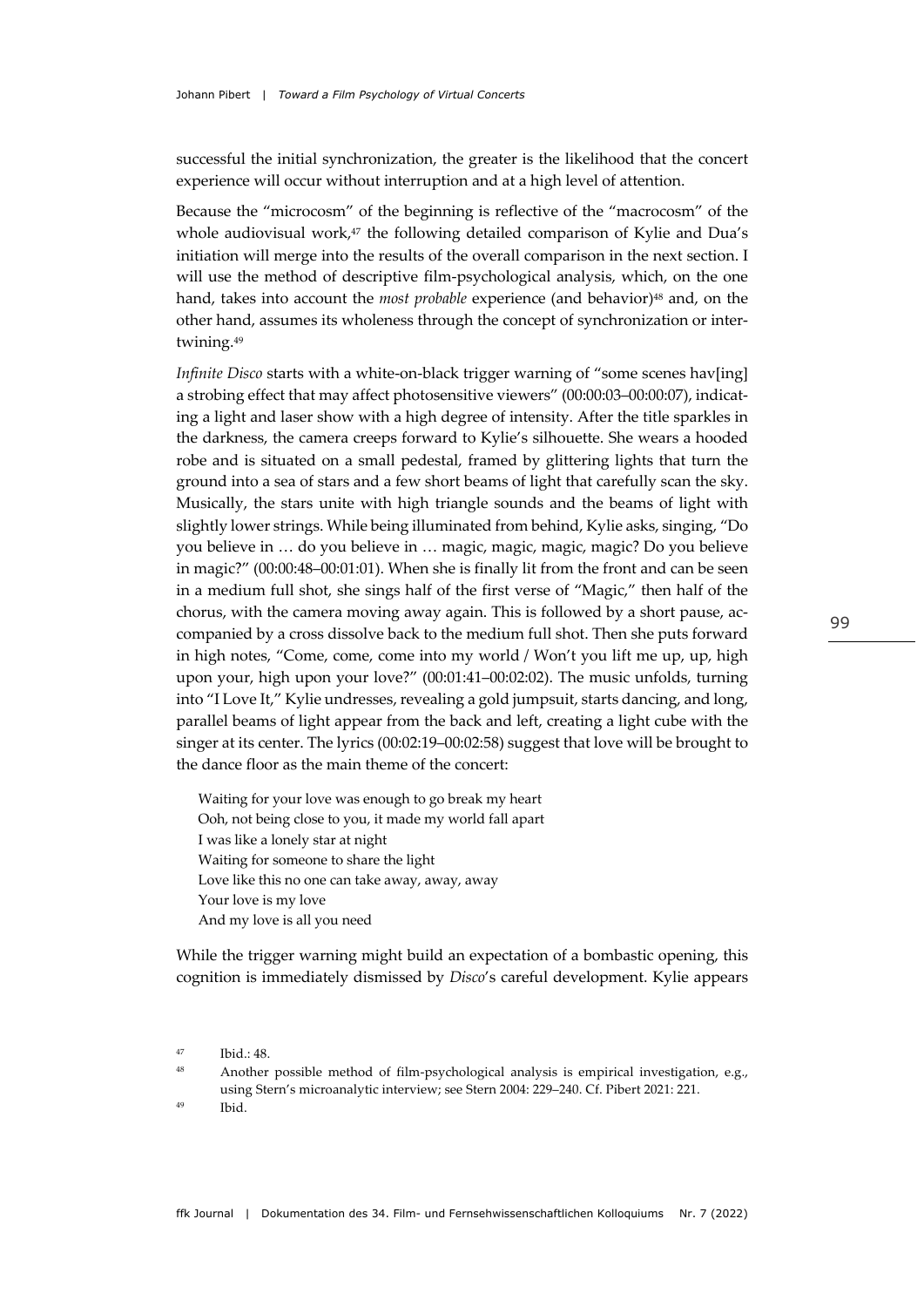successful the initial synchronization, the greater is the likelihood that the concert experience will occur without interruption and at a high level of attention.

Because the "microcosm" of the beginning is reflective of the "macrocosm" of the whole audiovisual work,[47] the following detailed comparison of Kylie and Dua's initiation will merge into the results of the overall comparison in the next section. I will use the method of descriptive film-psychological analysis, which, on the one hand, takes into account the *most probable* experience (and behavior)[48] and, on the other hand, assumes its wholeness through the concept of synchronization or intertwining.[49]

*Infinite Disco* starts with a white-on-black trigger warning of "some scenes hav[ing] a strobing effect that may affect photosensitive viewers" (00:00:03–00:00:07), indicating a light and laser show with a high degree of intensity. After the title sparkles in the darkness, the camera creeps forward to Kylie's silhouette. She wears a hooded robe and is situated on a small pedestal, framed by glittering lights that turn the ground into a sea of stars and a few short beams of light that carefully scan the sky. Musically, the stars unite with high triangle sounds and the beams of light with slightly lower strings. While being illuminated from behind, Kylie asks, singing, "Do you believe in … do you believe in … magic, magic, magic, magic? Do you believe in magic?" (00:00:48–00:01:01). When she is finally lit from the front and can be seen in a medium full shot, she sings half of the first verse of "Magic," then half of the chorus, with the camera moving away again. This is followed by a short pause, accompanied by a cross dissolve back to the medium full shot. Then she puts forward in high notes, "Come, come, come into my world / Won't you lift me up, up, high upon your, high upon your love?" (00:01:41–00:02:02). The music unfolds, turning into "I Love It," Kylie undresses, revealing a gold jumpsuit, starts dancing, and long, parallel beams of light appear from the back and left, creating a light cube with the singer at its center. The lyrics (00:02:19–00:02:58) suggest that love will be brought to the dance floor as the main theme of the concert:

> Waiting for your love was enough to go break my heart
> Ooh, not being close to you, it made my world fall apart
> I was like a lonely star at night
> Waiting for someone to share the light
> Love like this no one can take away, away, away
> Your love is my love
> And my love is all you need

While the trigger warning might build an expectation of a bombastic opening, this cognition is immediately dismissed by *Disco*'s careful development. Kylie appears

---

[47] Ibid.: 48.

[48] Another possible method of film-psychological analysis is empirical investigation, e.g., using Stern's microanalytic interview; see Stern 2004: 229–240. Cf. Pibert 2021: 221.

[49] Ibid.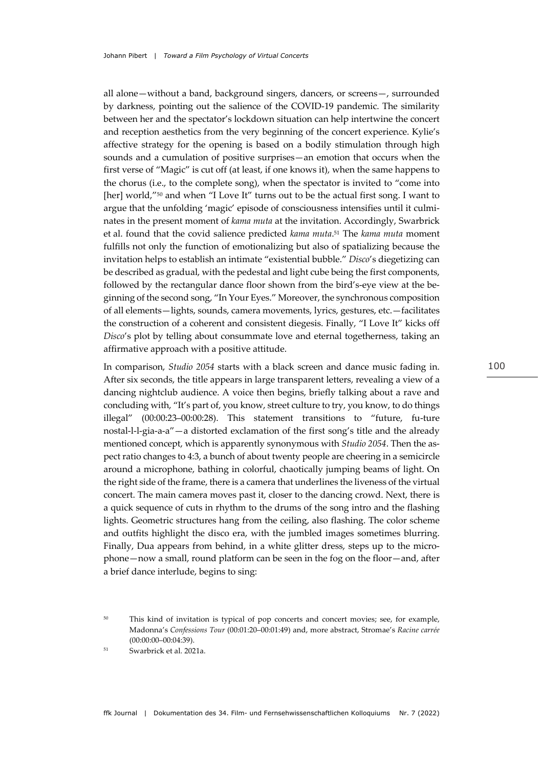all alone—without a band, background singers, dancers, or screens—, surrounded by darkness, pointing out the salience of the COVID-19 pandemic. The similarity between her and the spectator's lockdown situation can help intertwine the concert and reception aesthetics from the very beginning of the concert experience. Kylie's affective strategy for the opening is based on a bodily stimulation through high sounds and a cumulation of positive surprises—an emotion that occurs when the first verse of "Magic" is cut off (at least, if one knows it), when the same happens to the chorus (i.e., to the complete song), when the spectator is invited to "come into [her] world,"[50] and when "I Love It" turns out to be the actual first song. I want to argue that the unfolding 'magic' episode of consciousness intensifies until it culminates in the present moment of *kama muta* at the invitation. Accordingly, Swarbrick et al. found that the covid salience predicted *kama muta*.[51] The *kama muta* moment fulfills not only the function of emotionalizing but also of spatializing because the invitation helps to establish an intimate "existential bubble." *Disco*'s diegetizing can be described as gradual, with the pedestal and light cube being the first components, followed by the rectangular dance floor shown from the bird's-eye view at the beginning of the second song, "In Your Eyes." Moreover, the synchronous composition of all elements—lights, sounds, camera movements, lyrics, gestures, etc.—facilitates the construction of a coherent and consistent diegesis. Finally, "I Love It" kicks off *Disco*'s plot by telling about consummate love and eternal togetherness, taking an affirmative approach with a positive attitude.

In comparison, *Studio 2054* starts with a black screen and dance music fading in. After six seconds, the title appears in large transparent letters, revealing a view of a dancing nightclub audience. A voice then begins, briefly talking about a rave and concluding with, "It's part of, you know, street culture to try, you know, to do things illegal" (00:00:23–00:00:28). This statement transitions to "future, fu-ture nostal-l-l-gia-a-a"—a distorted exclamation of the first song's title and the already mentioned concept, which is apparently synonymous with *Studio 2054*. Then the aspect ratio changes to 4:3, a bunch of about twenty people are cheering in a semicircle around a microphone, bathing in colorful, chaotically jumping beams of light. On the right side of the frame, there is a camera that underlines the liveness of the virtual concert. The main camera moves past it, closer to the dancing crowd. Next, there is a quick sequence of cuts in rhythm to the drums of the song intro and the flashing lights. Geometric structures hang from the ceiling, also flashing. The color scheme and outfits highlight the disco era, with the jumbled images sometimes blurring. Finally, Dua appears from behind, in a white glitter dress, steps up to the microphone—now a small, round platform can be seen in the fog on the floor—and, after a brief dance interlude, begins to sing:

[50] This kind of invitation is typical of pop concerts and concert movies; see, for example, Madonna's *Confessions Tour* (00:01:20–00:01:49) and, more abstract, Stromae's *Racine carrée* (00:00:00–00:04:39).

[51] Swarbrick et al. 2021a.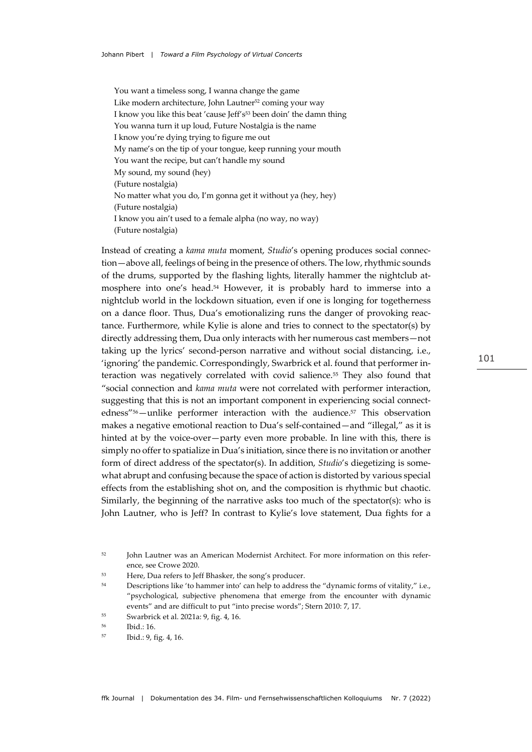You want a timeless song, I wanna change the game  
Like modern architecture, John Lautner[52] coming your way  
I know you like this beat 'cause Jeff's[53] been doin' the damn thing  
You wanna turn it up loud, Future Nostalgia is the name  
I know you're dying trying to figure me out  
My name's on the tip of your tongue, keep running your mouth  
You want the recipe, but can't handle my sound  
My sound, my sound (hey)  
(Future nostalgia)  
No matter what you do, I'm gonna get it without ya (hey, hey)  
(Future nostalgia)  
I know you ain't used to a female alpha (no way, no way)  
(Future nostalgia)

Instead of creating a *kama muta* moment, *Studio*'s opening produces social connection—above all, feelings of being in the presence of others. The low, rhythmic sounds of the drums, supported by the flashing lights, literally hammer the nightclub atmosphere into one's head.[54] However, it is probably hard to immerse into a nightclub world in the lockdown situation, even if one is longing for togetherness on a dance floor. Thus, Dua's emotionalizing runs the danger of provoking reactance. Furthermore, while Kylie is alone and tries to connect to the spectator(s) by directly addressing them, Dua only interacts with her numerous cast members—not taking up the lyrics' second-person narrative and without social distancing, i.e., 'ignoring' the pandemic. Correspondingly, Swarbrick et al. found that performer interaction was negatively correlated with covid salience.[55] They also found that "social connection and *kama muta* were not correlated with performer interaction, suggesting that this is not an important component in experiencing social connectedness"[56]—unlike performer interaction with the audience.[57] This observation makes a negative emotional reaction to Dua's self-contained—and "illegal," as it is hinted at by the voice-over—party even more probable. In line with this, there is simply no offer to spatialize in Dua's initiation, since there is no invitation or another form of direct address of the spectator(s). In addition, *Studio*'s diegetizing is somewhat abrupt and confusing because the space of action is distorted by various special effects from the establishing shot on, and the composition is rhythmic but chaotic. Similarly, the beginning of the narrative asks too much of the spectator(s): who is John Lautner, who is Jeff? In contrast to Kylie's love statement, Dua fights for a

[52] John Lautner was an American Modernist Architect. For more information on this reference, see Crowe 2020.

[53] Here, Dua refers to Jeff Bhasker, the song's producer.

[54] Descriptions like 'to hammer into' can help to address the "dynamic forms of vitality," i.e., "psychological, subjective phenomena that emerge from the encounter with dynamic events" and are difficult to put "into precise words"; Stern 2010: 7, 17.

[55] Swarbrick et al. 2021a: 9, fig. 4, 16.

[56] Ibid.: 16.

[57] Ibid.: 9, fig. 4, 16.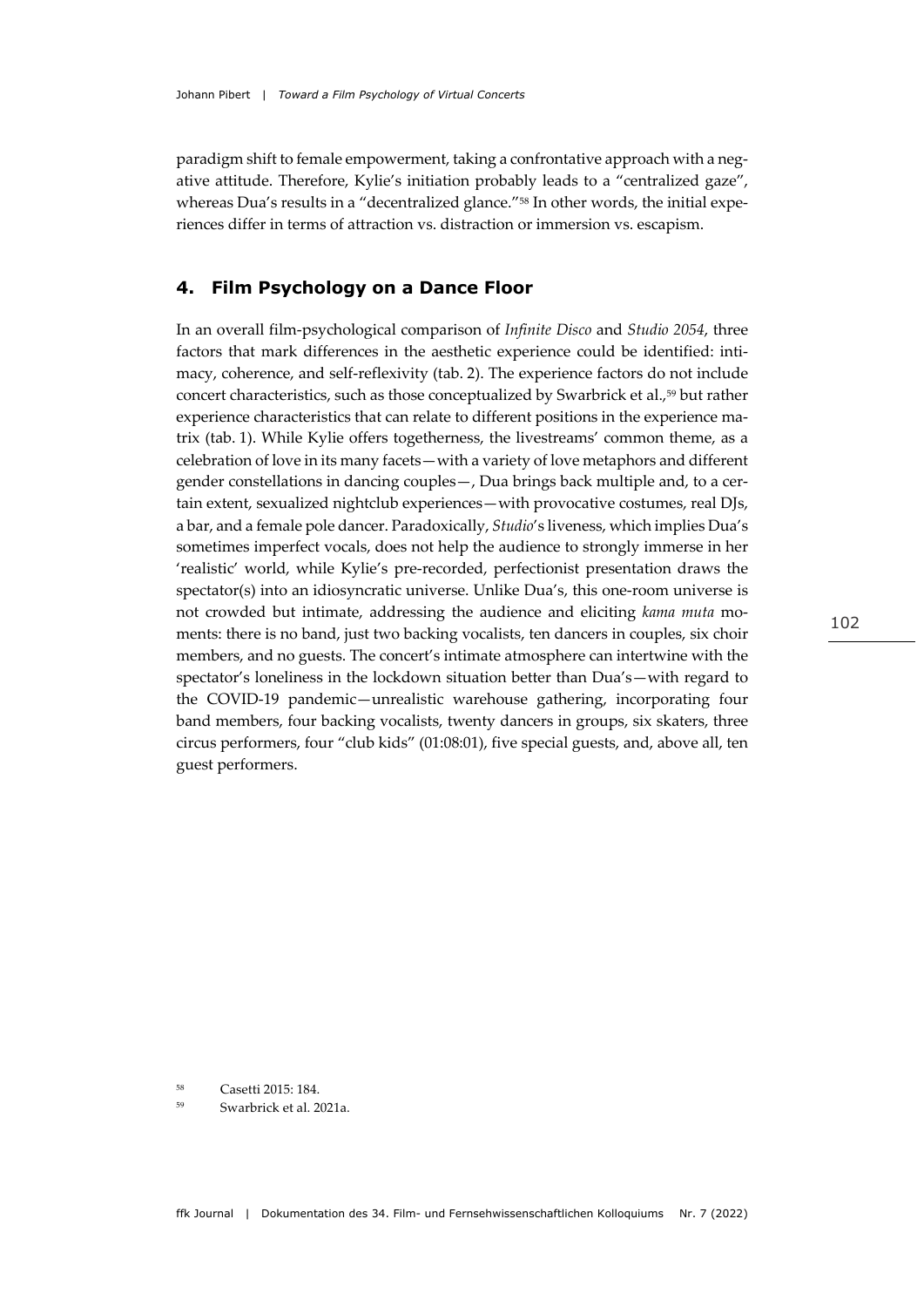paradigm shift to female empowerment, taking a confrontative approach with a negative attitude. Therefore, Kylie's initiation probably leads to a "centralized gaze", whereas Dua's results in a "decentralized glance."[58] In other words, the initial experiences differ in terms of attraction vs. distraction or immersion vs. escapism.

## 4. Film Psychology on a Dance Floor

In an overall film-psychological comparison of *Infinite Disco* and *Studio 2054*, three factors that mark differences in the aesthetic experience could be identified: intimacy, coherence, and self-reflexivity (tab. 2). The experience factors do not include concert characteristics, such as those conceptualized by Swarbrick et al.,[59] but rather experience characteristics that can relate to different positions in the experience matrix (tab. 1). While Kylie offers togetherness, the livestreams' common theme, as a celebration of love in its many facets—with a variety of love metaphors and different gender constellations in dancing couples—, Dua brings back multiple and, to a certain extent, sexualized nightclub experiences—with provocative costumes, real DJs, a bar, and a female pole dancer. Paradoxically, *Studio*'s liveness, which implies Dua's sometimes imperfect vocals, does not help the audience to strongly immerse in her 'realistic' world, while Kylie's pre-recorded, perfectionist presentation draws the spectator(s) into an idiosyncratic universe. Unlike Dua's, this one-room universe is not crowded but intimate, addressing the audience and eliciting *kama muta* moments: there is no band, just two backing vocalists, ten dancers in couples, six choir members, and no guests. The concert's intimate atmosphere can intertwine with the spectator's loneliness in the lockdown situation better than Dua's—with regard to the COVID-19 pandemic—unrealistic warehouse gathering, incorporating four band members, four backing vocalists, twenty dancers in groups, six skaters, three circus performers, four "club kids" (01:08:01), five special guests, and, above all, ten guest performers.

[58] Casetti 2015: 184.

[59] Swarbrick et al. 2021a.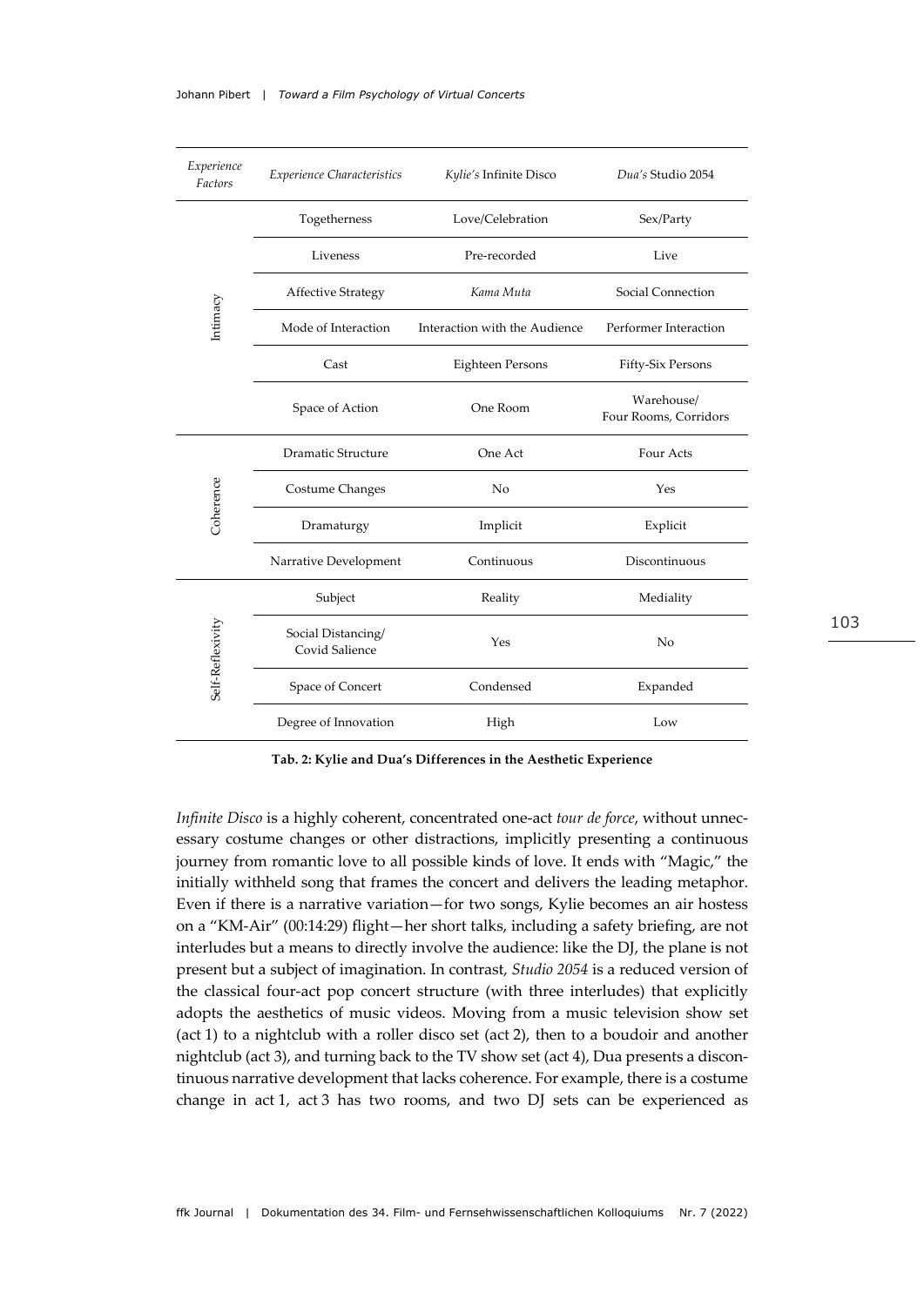| *Experience Factors* | *Experience Characteristics* | *Kylie's* Infinite Disco | *Dua's* Studio 2054 |
|---|---|---|---|
| Intimacy | Togetherness | Love/Celebration | Sex/Party |
| | Liveness | Pre-recorded | Live |
| | Affective Strategy | *Kama Muta* | Social Connection |
| | Mode of Interaction | Interaction with the Audience | Performer Interaction |
| | Cast | Eighteen Persons | Fifty-Six Persons |
| | Space of Action | One Room | Warehouse/ Four Rooms, Corridors |
| Coherence | Dramatic Structure | One Act | Four Acts |
| | Costume Changes | No | Yes |
| | Dramaturgy | Implicit | Explicit |
| | Narrative Development | Continuous | Discontinuous |
| Self-Reflexivity | Subject | Reality | Mediality |
| | Social Distancing/ Covid Salience | Yes | No |
| | Space of Concert | Condensed | Expanded |
| | Degree of Innovation | High | Low |

**Tab. 2: Kylie and Dua's Differences in the Aesthetic Experience**

*Infinite Disco* is a highly coherent, concentrated one-act *tour de force*, without unnecessary costume changes or other distractions, implicitly presenting a continuous journey from romantic love to all possible kinds of love. It ends with "Magic," the initially withheld song that frames the concert and delivers the leading metaphor. Even if there is a narrative variation—for two songs, Kylie becomes an air hostess on a "KM-Air" (00:14:29) flight—her short talks, including a safety briefing, are not interludes but a means to directly involve the audience: like the DJ, the plane is not present but a subject of imagination. In contrast, *Studio 2054* is a reduced version of the classical four-act pop concert structure (with three interludes) that explicitly adopts the aesthetics of music videos. Moving from a music television show set (act 1) to a nightclub with a roller disco set (act 2), then to a boudoir and another nightclub (act 3), and turning back to the TV show set (act 4), Dua presents a discontinuous narrative development that lacks coherence. For example, there is a costume change in act 1, act 3 has two rooms, and two DJ sets can be experienced as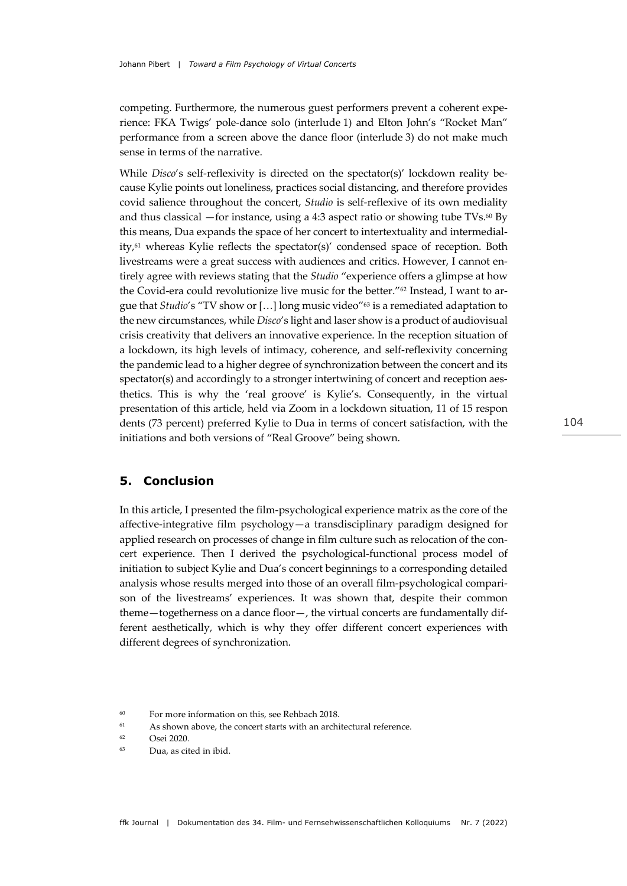competing. Furthermore, the numerous guest performers prevent a coherent experience: FKA Twigs' pole-dance solo (interlude 1) and Elton John's "Rocket Man" performance from a screen above the dance floor (interlude 3) do not make much sense in terms of the narrative.

While *Disco*'s self-reflexivity is directed on the spectator(s)' lockdown reality because Kylie points out loneliness, practices social distancing, and therefore provides covid salience throughout the concert, *Studio* is self-reflexive of its own mediality and thus classical —for instance, using a 4:3 aspect ratio or showing tube TVs.[60] By this means, Dua expands the space of her concert to intertextuality and intermediality,[61] whereas Kylie reflects the spectator(s)' condensed space of reception. Both livestreams were a great success with audiences and critics. However, I cannot entirely agree with reviews stating that the *Studio* "experience offers a glimpse at how the Covid-era could revolutionize live music for the better."[62] Instead, I want to argue that *Studio*'s "TV show or […] long music video"[63] is a remediated adaptation to the new circumstances, while *Disco*'s light and laser show is a product of audiovisual crisis creativity that delivers an innovative experience. In the reception situation of a lockdown, its high levels of intimacy, coherence, and self-reflexivity concerning the pandemic lead to a higher degree of synchronization between the concert and its spectator(s) and accordingly to a stronger intertwining of concert and reception aesthetics. This is why the 'real groove' is Kylie's. Consequently, in the virtual presentation of this article, held via Zoom in a lockdown situation, 11 of 15 respondents (73 percent) preferred Kylie to Dua in terms of concert satisfaction, with the initiations and both versions of "Real Groove" being shown.

## 5. Conclusion

In this article, I presented the film-psychological experience matrix as the core of the affective-integrative film psychology—a transdisciplinary paradigm designed for applied research on processes of change in film culture such as relocation of the concert experience. Then I derived the psychological-functional process model of initiation to subject Kylie and Dua's concert beginnings to a corresponding detailed analysis whose results merged into those of an overall film-psychological comparison of the livestreams' experiences. It was shown that, despite their common theme—togetherness on a dance floor—, the virtual concerts are fundamentally different aesthetically, which is why they offer different concert experiences with different degrees of synchronization.

[60] For more information on this, see Rehbach 2018.

[61] As shown above, the concert starts with an architectural reference.

[62] Osei 2020.

[63] Dua, as cited in ibid.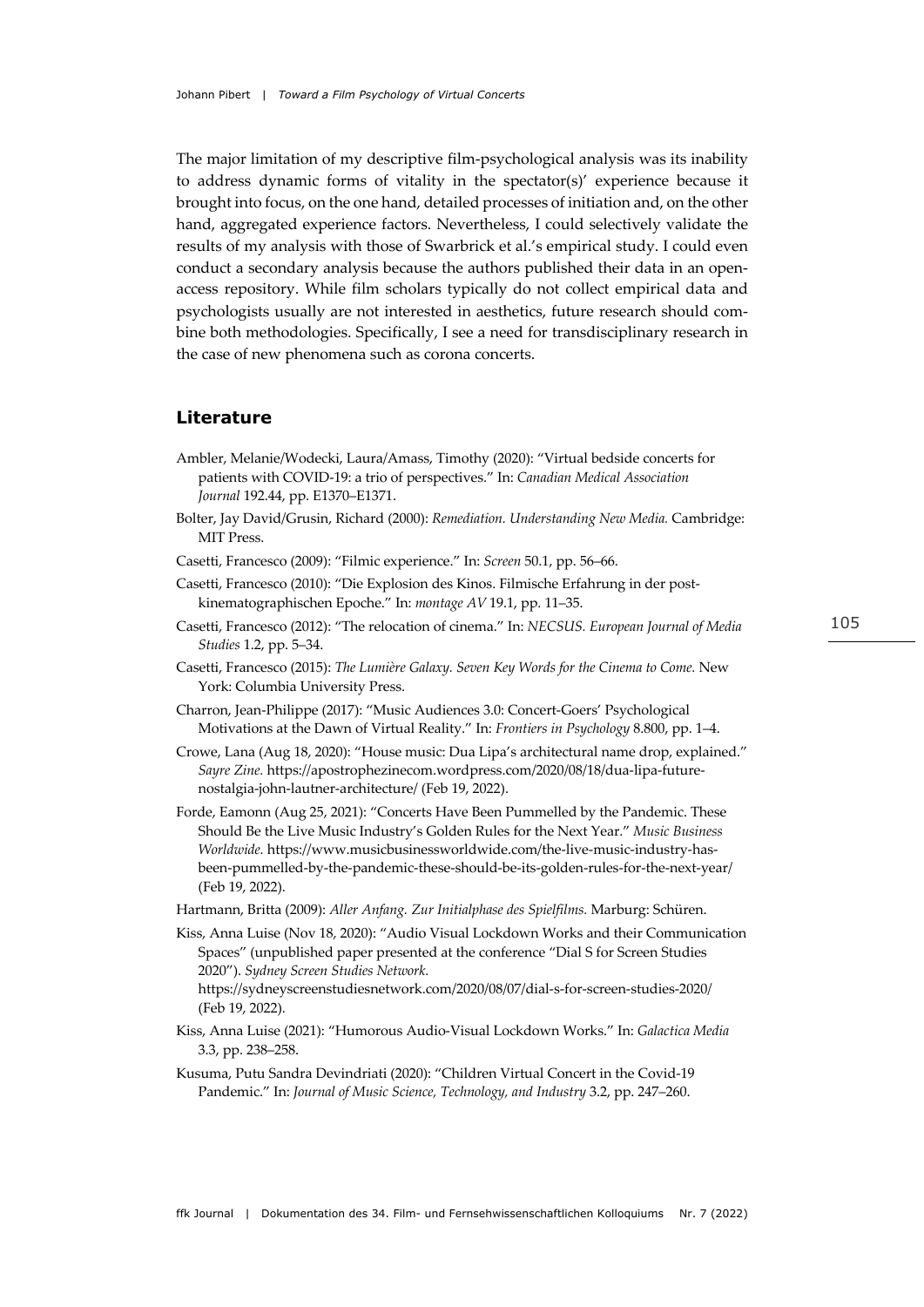The major limitation of my descriptive film-psychological analysis was its inability to address dynamic forms of vitality in the spectator(s)' experience because it brought into focus, on the one hand, detailed processes of initiation and, on the other hand, aggregated experience factors. Nevertheless, I could selectively validate the results of my analysis with those of Swarbrick et al.'s empirical study. I could even conduct a secondary analysis because the authors published their data in an open-access repository. While film scholars typically do not collect empirical data and psychologists usually are not interested in aesthetics, future research should combine both methodologies. Specifically, I see a need for transdisciplinary research in the case of new phenomena such as corona concerts.

## Literature

Ambler, Melanie/Wodecki, Laura/Amass, Timothy (2020): "Virtual bedside concerts for patients with COVID-19: a trio of perspectives." In: *Canadian Medical Association Journal* 192.44, pp. E1370–E1371.

Bolter, Jay David/Grusin, Richard (2000): *Remediation. Understanding New Media.* Cambridge: MIT Press.

Casetti, Francesco (2009): "Filmic experience." In: *Screen* 50.1, pp. 56–66.

Casetti, Francesco (2010): "Die Explosion des Kinos. Filmische Erfahrung in der postkinematographischen Epoche." In: *montage AV* 19.1, pp. 11–35.

Casetti, Francesco (2012): "The relocation of cinema." In: *NECSUS. European Journal of Media Studies* 1.2, pp. 5–34.

Casetti, Francesco (2015): *The Lumière Galaxy. Seven Key Words for the Cinema to Come.* New York: Columbia University Press.

Charron, Jean-Philippe (2017): "Music Audiences 3.0: Concert-Goers' Psychological Motivations at the Dawn of Virtual Reality." In: *Frontiers in Psychology* 8.800, pp. 1–4.

Crowe, Lana (Aug 18, 2020): "House music: Dua Lipa's architectural name drop, explained." *Sayre Zine.* https://apostrophezinecom.wordpress.com/2020/08/18/dua-lipa-future-nostalgia-john-lautner-architecture/ (Feb 19, 2022).

Forde, Eamonn (Aug 25, 2021): "Concerts Have Been Pummelled by the Pandemic. These Should Be the Live Music Industry's Golden Rules for the Next Year." *Music Business Worldwide.* https://www.musicbusinessworldwide.com/the-live-music-industry-has-been-pummelled-by-the-pandemic-these-should-be-its-golden-rules-for-the-next-year/ (Feb 19, 2022).

Hartmann, Britta (2009): *Aller Anfang. Zur Initialphase des Spielfilms.* Marburg: Schüren.

Kiss, Anna Luise (Nov 18, 2020): "Audio Visual Lockdown Works and their Communication Spaces" (unpublished paper presented at the conference "Dial S for Screen Studies 2020"). *Sydney Screen Studies Network.* https://sydneyscreenstudiesnetwork.com/2020/08/07/dial-s-for-screen-studies-2020/ (Feb 19, 2022).

Kiss, Anna Luise (2021): "Humorous Audio-Visual Lockdown Works." In: *Galactica Media* 3.3, pp. 238–258.

Kusuma, Putu Sandra Devindriati (2020): "Children Virtual Concert in the Covid-19 Pandemic." In: *Journal of Music Science, Technology, and Industry* 3.2, pp. 247–260.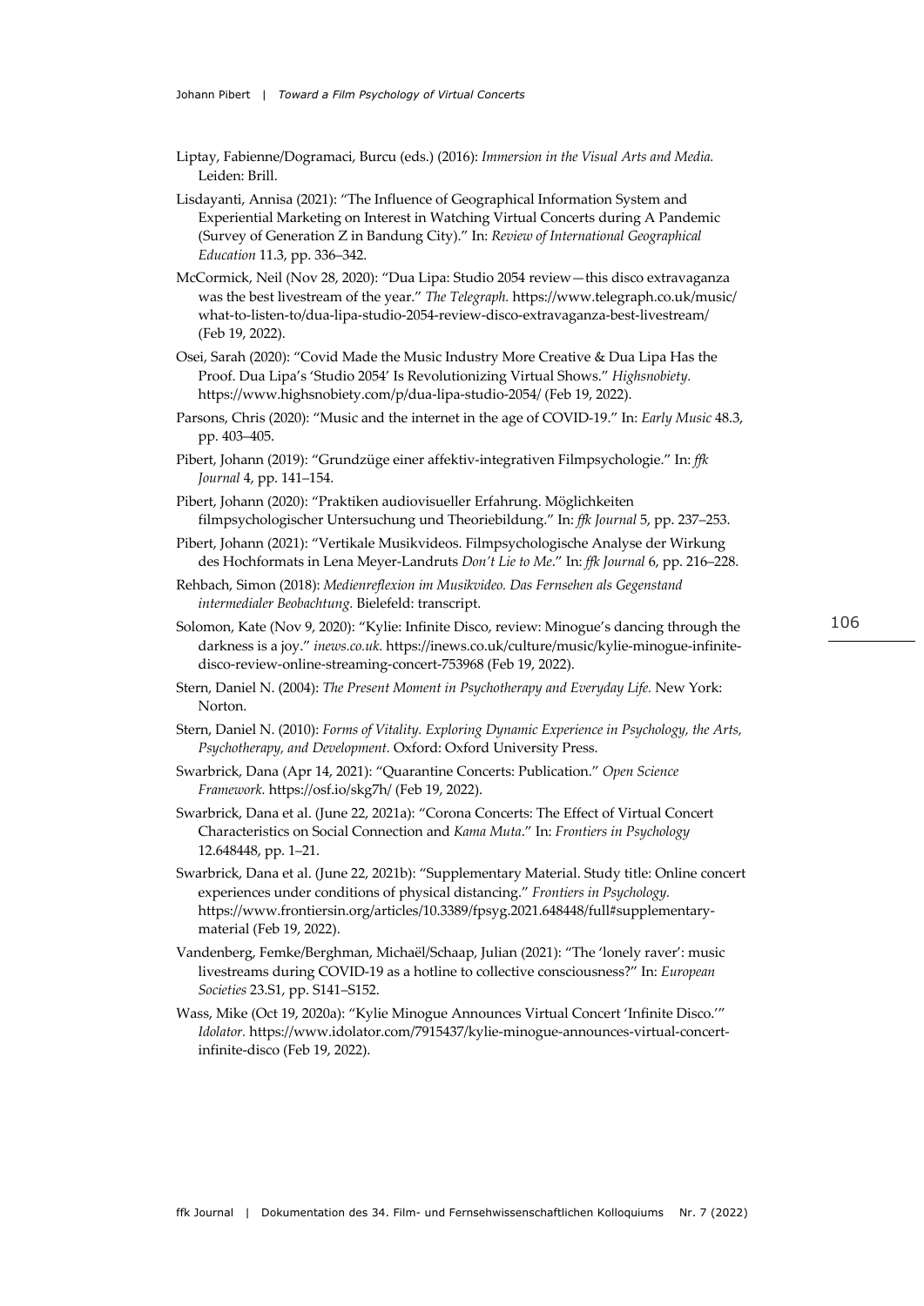Liptay, Fabienne/Dogramaci, Burcu (eds.) (2016): *Immersion in the Visual Arts and Media.* Leiden: Brill.

Lisdayanti, Annisa (2021): "The Influence of Geographical Information System and Experiential Marketing on Interest in Watching Virtual Concerts during A Pandemic (Survey of Generation Z in Bandung City)." In: *Review of International Geographical Education* 11.3, pp. 336–342.

McCormick, Neil (Nov 28, 2020): "Dua Lipa: Studio 2054 review—this disco extravaganza was the best livestream of the year." *The Telegraph.* https://www.telegraph.co.uk/music/what-to-listen-to/dua-lipa-studio-2054-review-disco-extravaganza-best-livestream/ (Feb 19, 2022).

Osei, Sarah (2020): "Covid Made the Music Industry More Creative & Dua Lipa Has the Proof. Dua Lipa's 'Studio 2054' Is Revolutionizing Virtual Shows." *Highsnobiety.* https://www.highsnobiety.com/p/dua-lipa-studio-2054/ (Feb 19, 2022).

Parsons, Chris (2020): "Music and the internet in the age of COVID-19." In: *Early Music* 48.3, pp. 403–405.

Pibert, Johann (2019): "Grundzüge einer affektiv-integrativen Filmpsychologie." In: *ffk Journal* 4, pp. 141–154.

Pibert, Johann (2020): "Praktiken audiovisueller Erfahrung. Möglichkeiten filmpsychologischer Untersuchung und Theoriebildung." In: *ffk Journal* 5, pp. 237–253.

Pibert, Johann (2021): "Vertikale Musikvideos. Filmpsychologische Analyse der Wirkung des Hochformats in Lena Meyer-Landruts *Don't Lie to Me*." In: *ffk Journal* 6, pp. 216–228.

Rehbach, Simon (2018): *Medienreflexion im Musikvideo. Das Fernsehen als Gegenstand intermedialer Beobachtung.* Bielefeld: transcript.

Solomon, Kate (Nov 9, 2020): "Kylie: Infinite Disco, review: Minogue's dancing through the darkness is a joy." *inews.co.uk.* https://inews.co.uk/culture/music/kylie-minogue-infinite-disco-review-online-streaming-concert-753968 (Feb 19, 2022).

Stern, Daniel N. (2004): *The Present Moment in Psychotherapy and Everyday Life.* New York: Norton.

Stern, Daniel N. (2010): *Forms of Vitality. Exploring Dynamic Experience in Psychology, the Arts, Psychotherapy, and Development.* Oxford: Oxford University Press.

Swarbrick, Dana (Apr 14, 2021): "Quarantine Concerts: Publication." *Open Science Framework.* https://osf.io/skg7h/ (Feb 19, 2022).

Swarbrick, Dana et al. (June 22, 2021a): "Corona Concerts: The Effect of Virtual Concert Characteristics on Social Connection and *Kama Muta*." In: *Frontiers in Psychology* 12.648448, pp. 1–21.

Swarbrick, Dana et al. (June 22, 2021b): "Supplementary Material. Study title: Online concert experiences under conditions of physical distancing." *Frontiers in Psychology.* https://www.frontiersin.org/articles/10.3389/fpsyg.2021.648448/full#supplementary-material (Feb 19, 2022).

Vandenberg, Femke/Berghman, Michaël/Schaap, Julian (2021): "The 'lonely raver': music livestreams during COVID-19 as a hotline to collective consciousness?" In: *European Societies* 23.S1, pp. S141–S152.

Wass, Mike (Oct 19, 2020a): "Kylie Minogue Announces Virtual Concert 'Infinite Disco.'" *Idolator.* https://www.idolator.com/7915437/kylie-minogue-announces-virtual-concert-infinite-disco (Feb 19, 2022).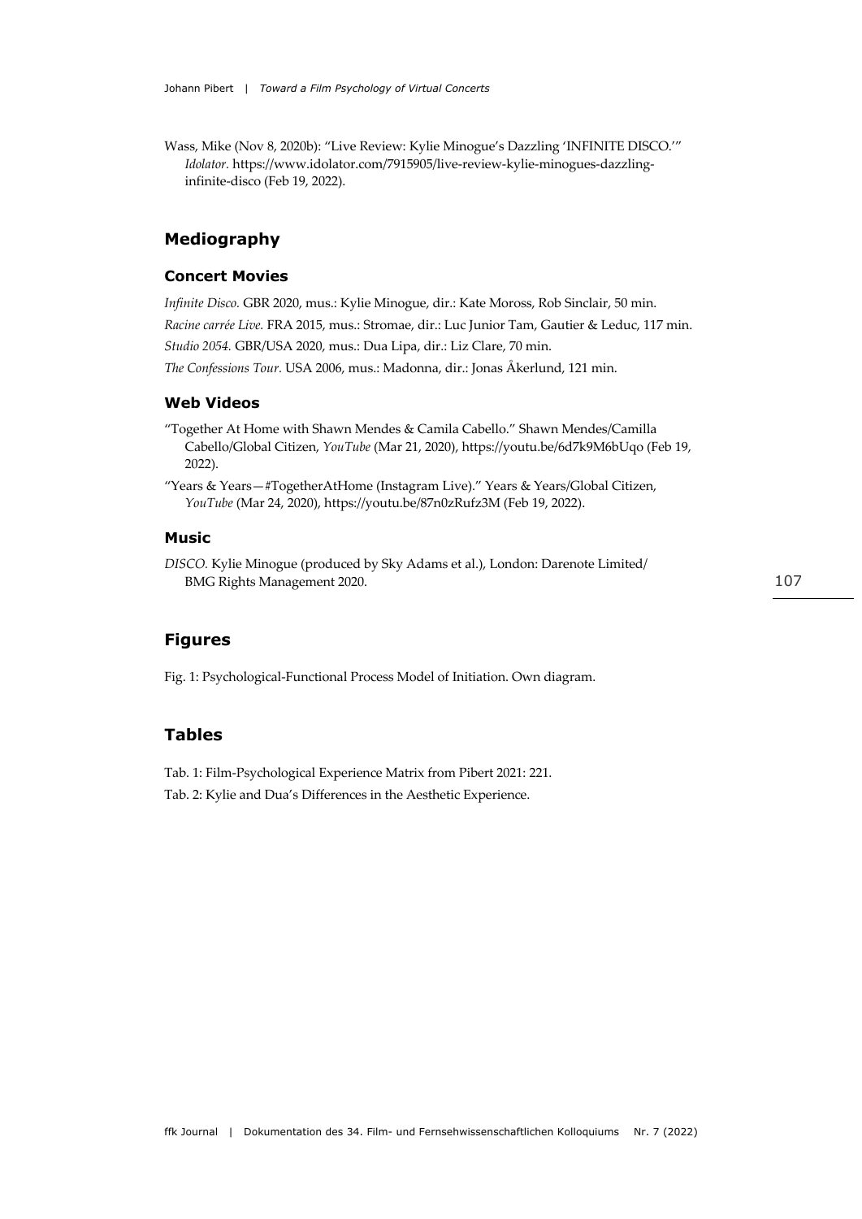Wass, Mike (Nov 8, 2020b): "Live Review: Kylie Minogue's Dazzling 'INFINITE DISCO.'" *Idolator.* https://www.idolator.com/7915905/live-review-kylie-minogues-dazzling-infinite-disco (Feb 19, 2022).

## Mediography

### Concert Movies

*Infinite Disco.* GBR 2020, mus.: Kylie Minogue, dir.: Kate Moross, Rob Sinclair, 50 min.

*Racine carrée Live.* FRA 2015, mus.: Stromae, dir.: Luc Junior Tam, Gautier & Leduc, 117 min.

*Studio 2054.* GBR/USA 2020, mus.: Dua Lipa, dir.: Liz Clare, 70 min.

*The Confessions Tour.* USA 2006, mus.: Madonna, dir.: Jonas Åkerlund, 121 min.

### Web Videos

"Together At Home with Shawn Mendes & Camila Cabello." Shawn Mendes/Camilla Cabello/Global Citizen, *YouTube* (Mar 21, 2020), https://youtu.be/6d7k9M6bUqo (Feb 19, 2022).

"Years & Years—#TogetherAtHome (Instagram Live)." Years & Years/Global Citizen, *YouTube* (Mar 24, 2020), https://youtu.be/87n0zRufz3M (Feb 19, 2022).

### Music

*DISCO.* Kylie Minogue (produced by Sky Adams et al.), London: Darenote Limited/BMG Rights Management 2020.

## Figures

Fig. 1: Psychological-Functional Process Model of Initiation. Own diagram.

## Tables

Tab. 1: Film-Psychological Experience Matrix from Pibert 2021: 221.

Tab. 2: Kylie and Dua's Differences in the Aesthetic Experience.